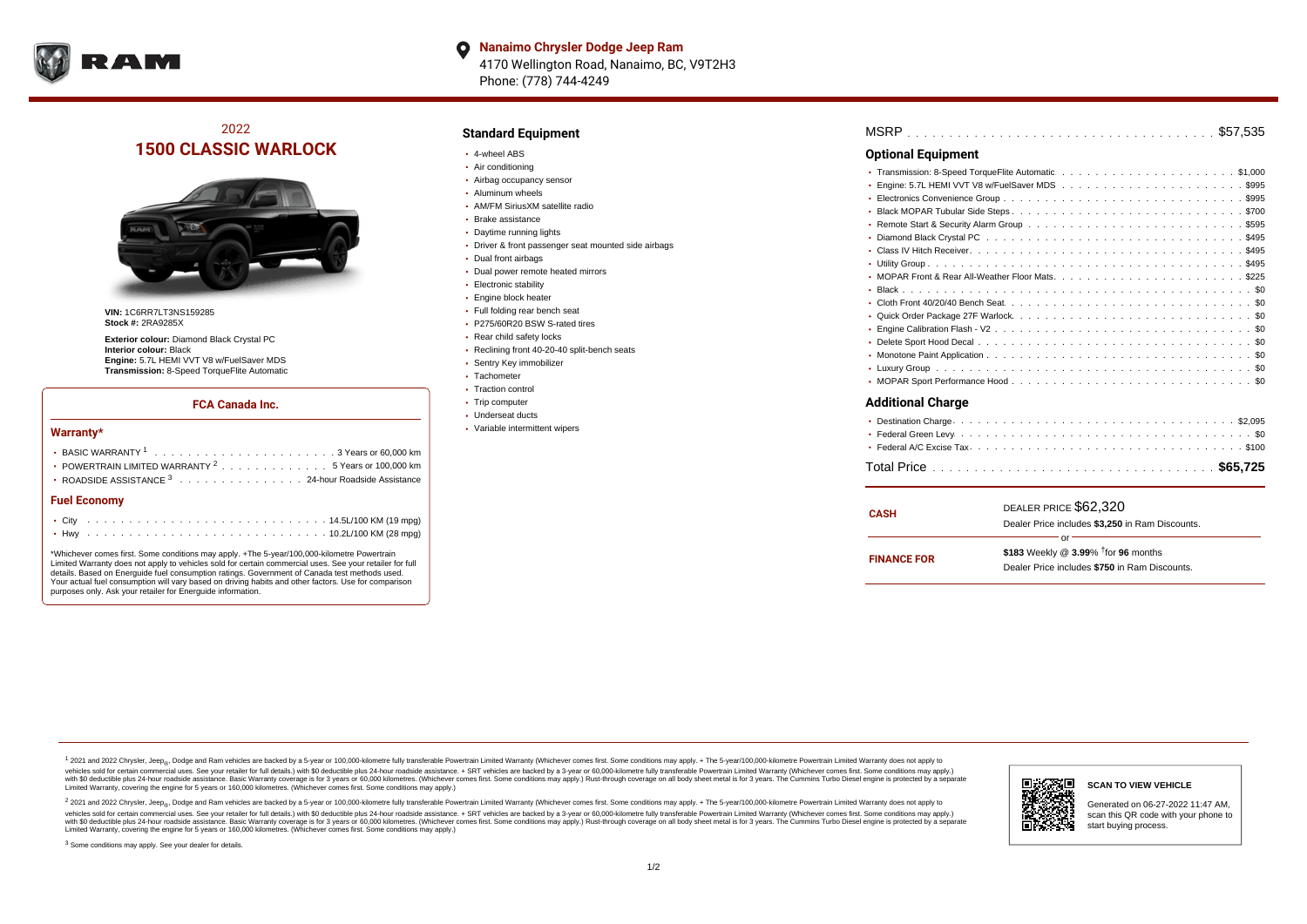**Nanaimo Chrysler Dodge Jeep Ram**
4170 Wellington Road, Nanaimo, BC, V9T2H3
Phone: (778) 744-4249

# 2022
# 1500 CLASSIC WARLOCK

**VIN:** 1C6RR7LT3NS159285
**Stock #:** 2RA9285X

**Exterior colour:** Diamond Black Crystal PC
**Interior colour:** Black
**Engine:** 5.7L HEMI VVT V8 w/FuelSaver MDS
**Transmission:** 8-Speed TorqueFlite Automatic

### FCA Canada Inc.

#### Warranty*

- BASIC WARRANTY [1] . . . . . . . . . . 3 Years or 60,000 km
- POWERTRAIN LIMITED WARRANTY [2] . . . . . . . . . . 5 Years or 100,000 km
- ROADSIDE ASSISTANCE [3] . . . . . . . . . . 24-hour Roadside Assistance

#### Fuel Economy

- City . . . . . . . . . . 14.5L/100 KM (19 mpg)
- Hwy . . . . . . . . . . 10.2L/100 KM (28 mpg)

*Whichever comes first. Some conditions may apply. +The 5-year/100,000-kilometre Powertrain Limited Warranty does not apply to vehicles sold for certain commercial uses. See your retailer for full details. Based on Energuide fuel consumption ratings. Government of Canada test methods used. Your actual fuel consumption will vary based on driving habits and other factors. Use for comparison purposes only. Ask your retailer for Energuide information.

## Standard Equipment

- 4-wheel ABS
- Air conditioning
- Airbag occupancy sensor
- Aluminum wheels
- AM/FM SiriusXM satellite radio
- Brake assistance
- Daytime running lights
- Driver & front passenger seat mounted side airbags
- Dual front airbags
- Dual power remote heated mirrors
- Electronic stability
- Engine block heater
- Full folding rear bench seat
- P275/60R20 BSW S-rated tires
- Rear child safety locks
- Reclining front 40-20-40 split-bench seats
- Sentry Key immobilizer
- Tachometer
- Traction control
- Trip computer
- Underseat ducts
- Variable intermittent wipers

MSRP . . . . . . . . . . $57,535

## Optional Equipment

- Transmission: 8-Speed TorqueFlite Automatic . . . . . . . . . . $1,000
- Engine: 5.7L HEMI VVT V8 w/FuelSaver MDS . . . . . . . . . . $995
- Electronics Convenience Group . . . . . . . . . . $995
- Black MOPAR Tubular Side Steps . . . . . . . . . . $700
- Remote Start & Security Alarm Group . . . . . . . . . . $595
- Diamond Black Crystal PC . . . . . . . . . . $495
- Class IV Hitch Receiver . . . . . . . . . . $495
- Utility Group . . . . . . . . . . $495
- MOPAR Front & Rear All-Weather Floor Mats . . . . . . . . . . $225
- Black . . . . . . . . . . $0
- Cloth Front 40/20/40 Bench Seat . . . . . . . . . . $0
- Quick Order Package 27F Warlock . . . . . . . . . . $0
- Engine Calibration Flash - V2 . . . . . . . . . . $0
- Delete Sport Hood Decal . . . . . . . . . . $0
- Monotone Paint Application . . . . . . . . . . $0
- Luxury Group . . . . . . . . . . $0
- MOPAR Sport Performance Hood . . . . . . . . . . $0

## Additional Charge

- Destination Charge . . . . . . . . . . $2,095
- Federal Green Levy . . . . . . . . . . $0
- Federal A/C Excise Tax . . . . . . . . . . $100

Total Price . . . . . . . . . . **$65,725**

| | |
|---|---|
| **CASH** | DEALER PRICE $62,320<br>Dealer Price includes **$3,250** in Ram Discounts. |
| | or |
| **FINANCE FOR** | **$183** Weekly @ **3.99**% †for **96** months<br>Dealer Price includes **$750** in Ram Discounts. |

[1] 2021 and 2022 Chrysler, Jeep®, Dodge and Ram vehicles are backed by a 5-year or 100,000-kilometre fully transferable Powertrain Limited Warranty (Whichever comes first. Some conditions may apply. + The 5-year/100,000-kilometre Powertrain Limited Warranty does not apply to vehicles sold for certain commercial uses. See your retailer for full details.) with $0 deductible plus 24-hour roadside assistance. + SRT vehicles are backed by a 3-year or 60,000-kilometre fully transferable Powertrain Limited Warranty (Whichever comes first. Some conditions may apply.) with $0 deductible plus 24-hour roadside assistance. Basic Warranty coverage is for 3 years or 60,000 kilometres. (Whichever comes first. Some conditions may apply.) Rust-through coverage on all body sheet metal is for 3 years. The Cummins Turbo Diesel engine is protected by a separate Limited Warranty, covering the engine for 5 years or 160,000 kilometres. (Whichever comes first. Some conditions may apply.)

[2] 2021 and 2022 Chrysler, Jeep®, Dodge and Ram vehicles are backed by a 5-year or 100,000-kilometre fully transferable Powertrain Limited Warranty (Whichever comes first. Some conditions may apply. + The 5-year/100,000-kilometre Powertrain Limited Warranty does not apply to vehicles sold for certain commercial uses. See your retailer for full details.) with $0 deductible plus 24-hour roadside assistance. + SRT vehicles are backed by a 3-year or 60,000-kilometre fully transferable Powertrain Limited Warranty (Whichever comes first. Some conditions may apply.) with $0 deductible plus 24-hour roadside assistance. Basic Warranty coverage is for 3 years or 60,000 kilometres. (Whichever comes first. Some conditions may apply.) Rust-through coverage on all body sheet metal is for 3 years. The Cummins Turbo Diesel engine is protected by a separate Limited Warranty, covering the engine for 5 years or 160,000 kilometres. (Whichever comes first. Some conditions may apply.)

[3] Some conditions may apply. See your dealer for details.

**SCAN TO VIEW VEHICLE**

Generated on 06-27-2022 11:47 AM, scan this QR code with your phone to start buying process.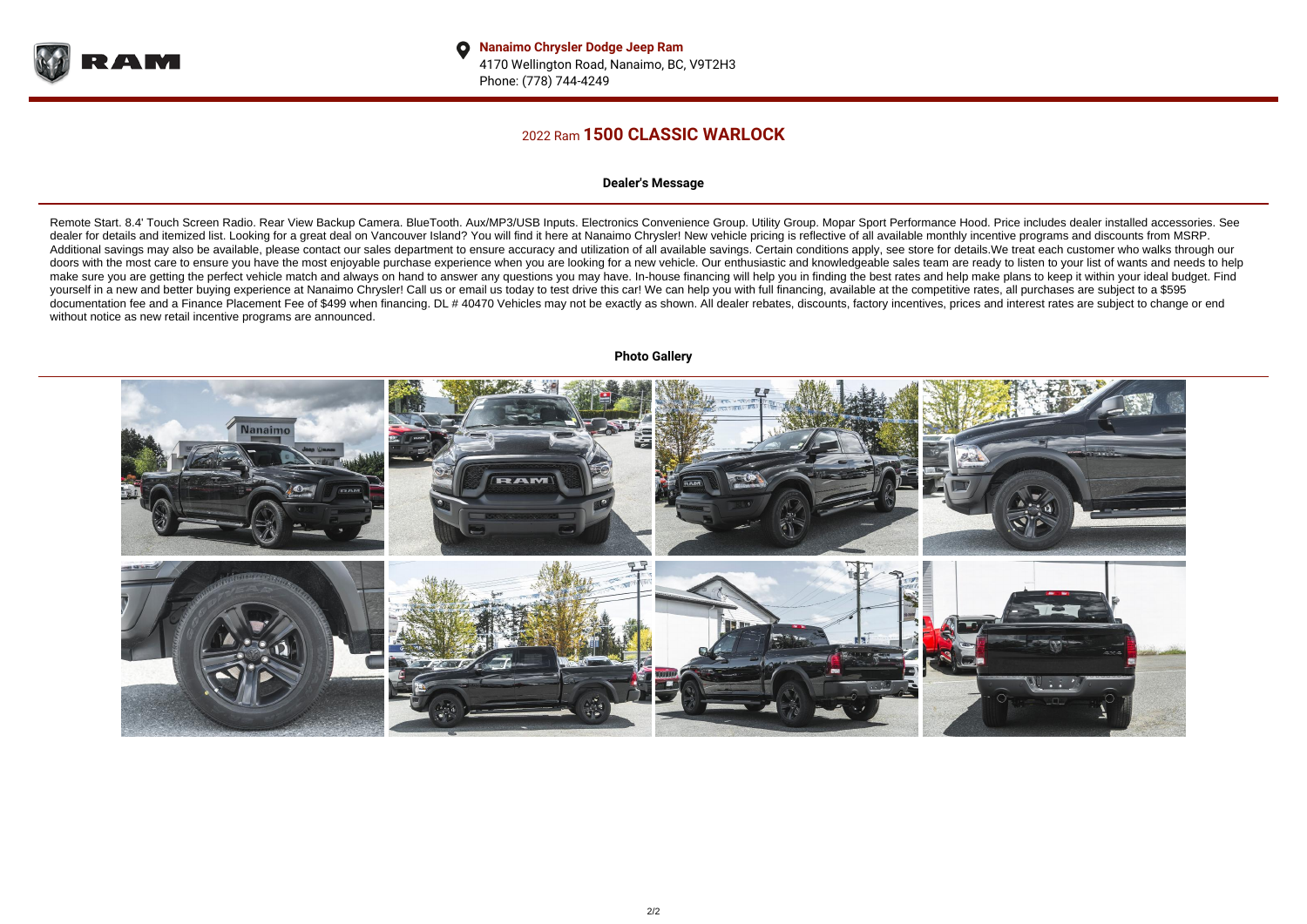**Nanaimo Chrysler Dodge Jeep Ram**
4170 Wellington Road, Nanaimo, BC, V9T2H3
Phone: (778) 744-4249

# 2022 Ram **1500 CLASSIC WARLOCK**

## Dealer's Message

Remote Start. 8.4' Touch Screen Radio. Rear View Backup Camera. BlueTooth. Aux/MP3/USB Inputs. Electronics Convenience Group. Utility Group. Mopar Sport Performance Hood. Price includes dealer installed accessories. See dealer for details and itemized list. Looking for a great deal on Vancouver Island? You will find it here at Nanaimo Chrysler! New vehicle pricing is reflective of all available monthly incentive programs and discounts from MSRP. Additional savings may also be available, please contact our sales department to ensure accuracy and utilization of all available savings. Certain conditions apply, see store for details.We treat each customer who walks through our doors with the most care to ensure you have the most enjoyable purchase experience when you are looking for a new vehicle. Our enthusiastic and knowledgeable sales team are ready to listen to your list of wants and needs to help make sure you are getting the perfect vehicle match and always on hand to answer any questions you may have. In-house financing will help you in finding the best rates and help make plans to keep it within your ideal budget. Find yourself in a new and better buying experience at Nanaimo Chrysler! Call us or email us today to test drive this car! We can help you with full financing, available at the competitive rates, all purchases are subject to a $595 documentation fee and a Finance Placement Fee of $499 when financing. DL # 40470 Vehicles may not be exactly as shown. All dealer rebates, discounts, factory incentives, prices and interest rates are subject to change or end without notice as new retail incentive programs are announced.

## Photo Gallery